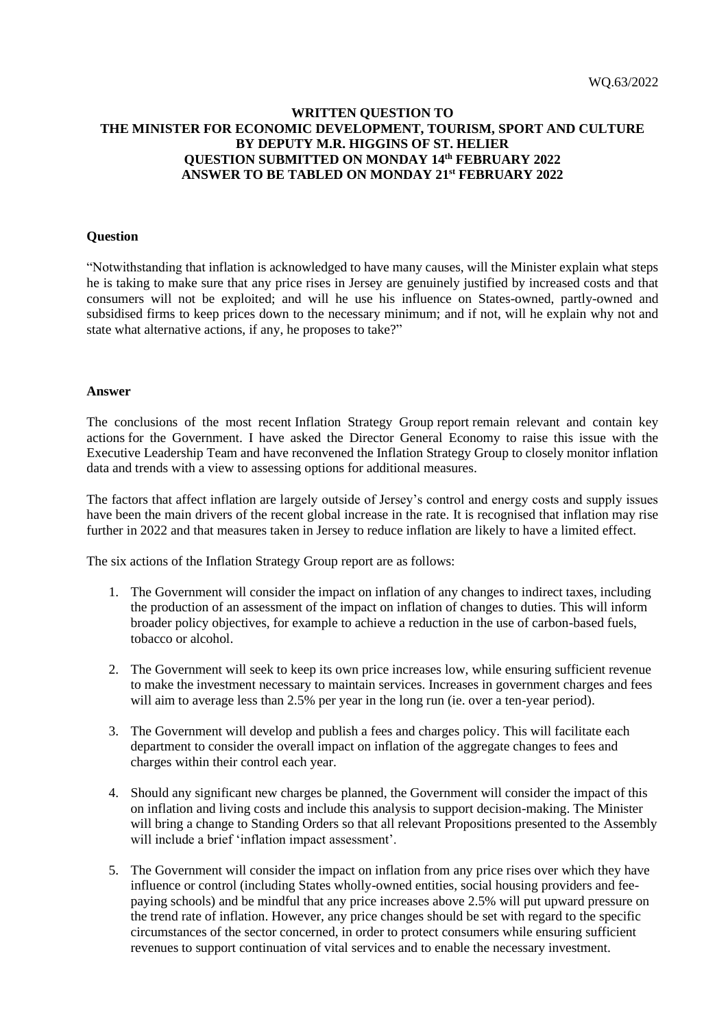WQ.63/2022

# WRITTEN QUESTION TO THE MINISTER FOR ECONOMIC DEVELOPMENT, TOURISM, SPORT AND CULTURE BY DEPUTY M.R. HIGGINS OF ST. HELIER QUESTION SUBMITTED ON MONDAY 14th FEBRUARY 2022 ANSWER TO BE TABLED ON MONDAY 21st FEBRUARY 2022

**Question**

"Notwithstanding that inflation is acknowledged to have many causes, will the Minister explain what steps he is taking to make sure that any price rises in Jersey are genuinely justified by increased costs and that consumers will not be exploited; and will he use his influence on States-owned, partly-owned and subsidised firms to keep prices down to the necessary minimum; and if not, will he explain why not and state what alternative actions, if any, he proposes to take?"

**Answer**

The conclusions of the most recent Inflation Strategy Group report remain relevant and contain key actions for the Government. I have asked the Director General Economy to raise this issue with the Executive Leadership Team and have reconvened the Inflation Strategy Group to closely monitor inflation data and trends with a view to assessing options for additional measures.

The factors that affect inflation are largely outside of Jersey's control and energy costs and supply issues have been the main drivers of the recent global increase in the rate. It is recognised that inflation may rise further in 2022 and that measures taken in Jersey to reduce inflation are likely to have a limited effect.

The six actions of the Inflation Strategy Group report are as follows:

1. The Government will consider the impact on inflation of any changes to indirect taxes, including the production of an assessment of the impact on inflation of changes to duties. This will inform broader policy objectives, for example to achieve a reduction in the use of carbon-based fuels, tobacco or alcohol.

2. The Government will seek to keep its own price increases low, while ensuring sufficient revenue to make the investment necessary to maintain services. Increases in government charges and fees will aim to average less than 2.5% per year in the long run (ie. over a ten-year period).

3. The Government will develop and publish a fees and charges policy. This will facilitate each department to consider the overall impact on inflation of the aggregate changes to fees and charges within their control each year.

4. Should any significant new charges be planned, the Government will consider the impact of this on inflation and living costs and include this analysis to support decision-making. The Minister will bring a change to Standing Orders so that all relevant Propositions presented to the Assembly will include a brief 'inflation impact assessment'.

5. The Government will consider the impact on inflation from any price rises over which they have influence or control (including States wholly-owned entities, social housing providers and fee-paying schools) and be mindful that any price increases above 2.5% will put upward pressure on the trend rate of inflation. However, any price changes should be set with regard to the specific circumstances of the sector concerned, in order to protect consumers while ensuring sufficient revenues to support continuation of vital services and to enable the necessary investment.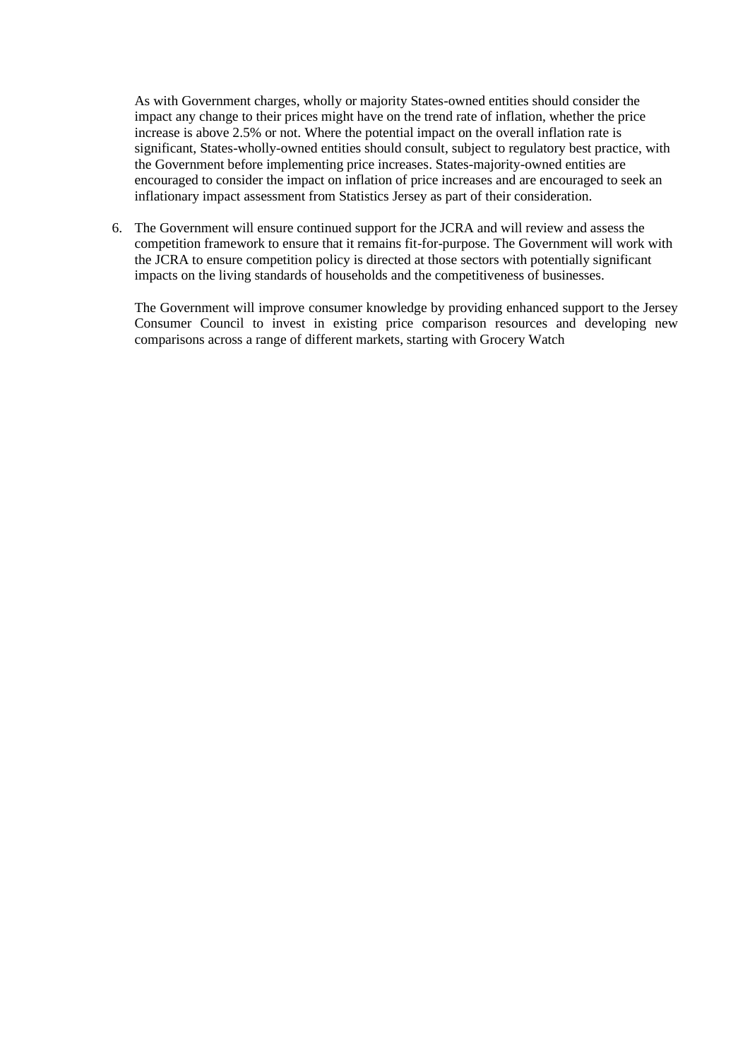As with Government charges, wholly or majority States-owned entities should consider the impact any change to their prices might have on the trend rate of inflation, whether the price increase is above 2.5% or not. Where the potential impact on the overall inflation rate is significant, States-wholly-owned entities should consult, subject to regulatory best practice, with the Government before implementing price increases. States-majority-owned entities are encouraged to consider the impact on inflation of price increases and are encouraged to seek an inflationary impact assessment from Statistics Jersey as part of their consideration.

6. The Government will ensure continued support for the JCRA and will review and assess the competition framework to ensure that it remains fit-for-purpose. The Government will work with the JCRA to ensure competition policy is directed at those sectors with potentially significant impacts on the living standards of households and the competitiveness of businesses.

   The Government will improve consumer knowledge by providing enhanced support to the Jersey Consumer Council to invest in existing price comparison resources and developing new comparisons across a range of different markets, starting with Grocery Watch